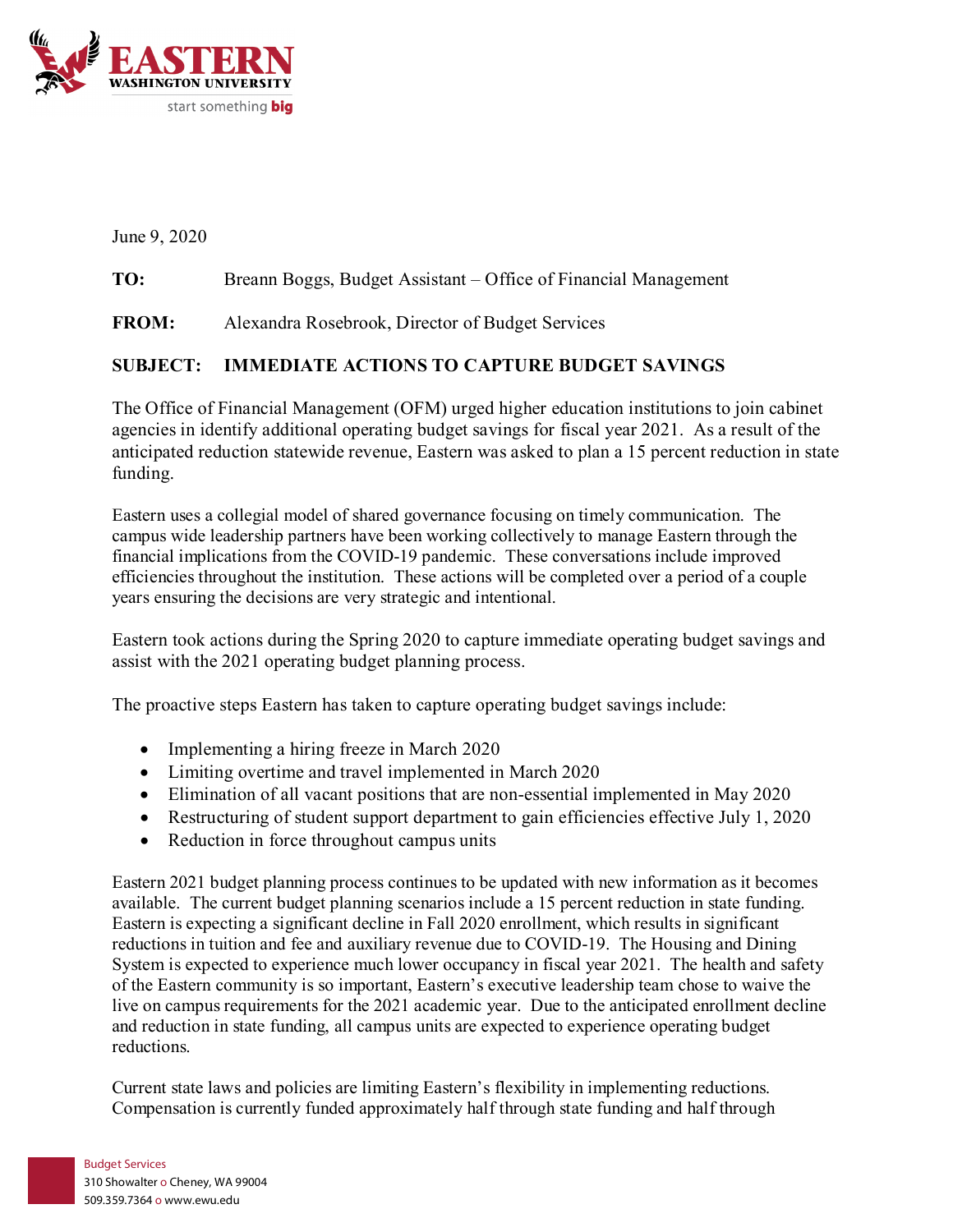June 9, 2020

**TO:** Breann Boggs, Budget Assistant – Office of Financial Management

**FROM:** Alexandra Rosebrook, Director of Budget Services

**SUBJECT: IMMEDIATE ACTIONS TO CAPTURE BUDGET SAVINGS**

The Office of Financial Management (OFM) urged higher education institutions to join cabinet agencies in identify additional operating budget savings for fiscal year 2021. As a result of the anticipated reduction statewide revenue, Eastern was asked to plan a 15 percent reduction in state funding.

Eastern uses a collegial model of shared governance focusing on timely communication. The campus wide leadership partners have been working collectively to manage Eastern through the financial implications from the COVID-19 pandemic. These conversations include improved efficiencies throughout the institution. These actions will be completed over a period of a couple years ensuring the decisions are very strategic and intentional.

Eastern took actions during the Spring 2020 to capture immediate operating budget savings and assist with the 2021 operating budget planning process.

The proactive steps Eastern has taken to capture operating budget savings include:

- Implementing a hiring freeze in March 2020
- Limiting overtime and travel implemented in March 2020
- Elimination of all vacant positions that are non-essential implemented in May 2020
- Restructuring of student support department to gain efficiencies effective July 1, 2020
- Reduction in force throughout campus units

Eastern 2021 budget planning process continues to be updated with new information as it becomes available. The current budget planning scenarios include a 15 percent reduction in state funding. Eastern is expecting a significant decline in Fall 2020 enrollment, which results in significant reductions in tuition and fee and auxiliary revenue due to COVID-19. The Housing and Dining System is expected to experience much lower occupancy in fiscal year 2021. The health and safety of the Eastern community is so important, Eastern's executive leadership team chose to waive the live on campus requirements for the 2021 academic year. Due to the anticipated enrollment decline and reduction in state funding, all campus units are expected to experience operating budget reductions.

Current state laws and policies are limiting Eastern's flexibility in implementing reductions. Compensation is currently funded approximately half through state funding and half through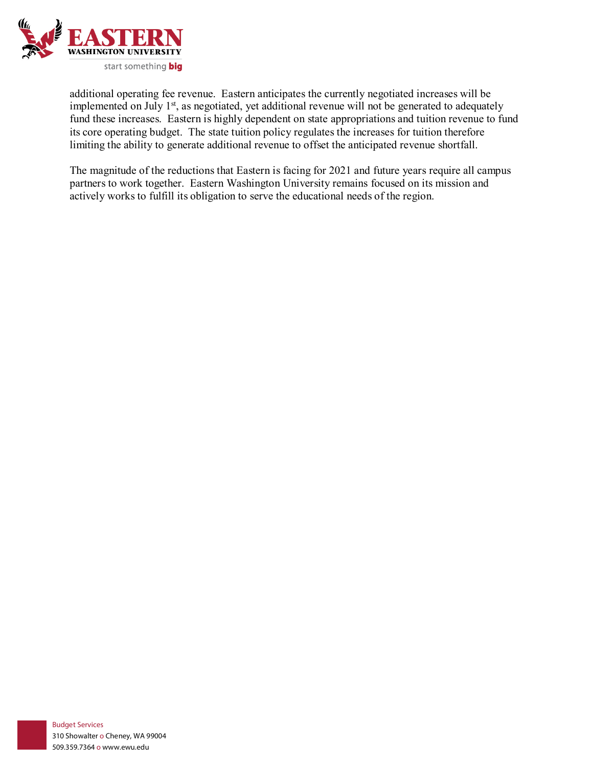additional operating fee revenue.  Eastern anticipates the currently negotiated increases will be implemented on July 1st, as negotiated, yet additional revenue will not be generated to adequately fund these increases.  Eastern is highly dependent on state appropriations and tuition revenue to fund its core operating budget.  The state tuition policy regulates the increases for tuition therefore limiting the ability to generate additional revenue to offset the anticipated revenue shortfall.

The magnitude of the reductions that Eastern is facing for 2021 and future years require all campus partners to work together.  Eastern Washington University remains focused on its mission and actively works to fulfill its obligation to serve the educational needs of the region.